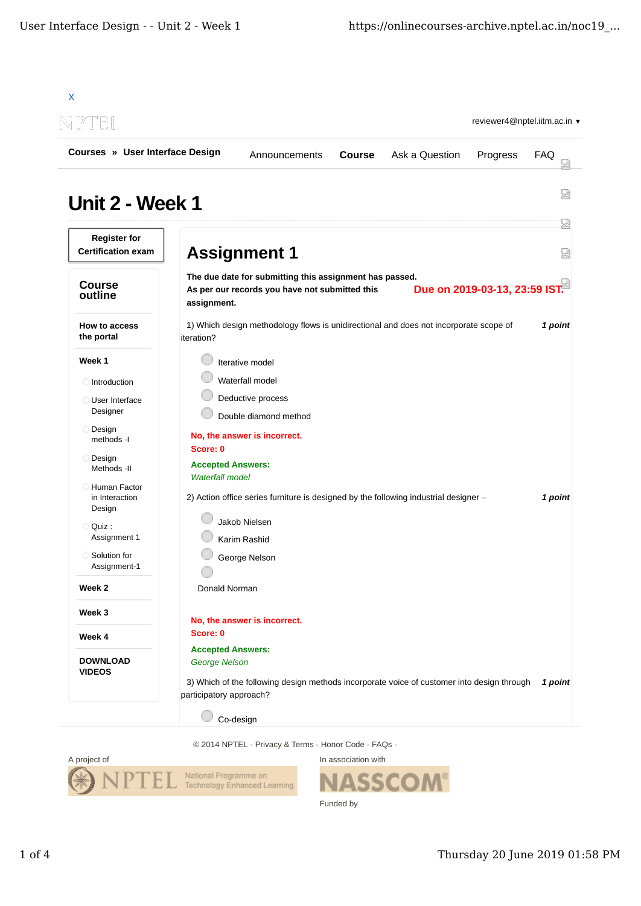X

NPTEL

reviewer4@nptel.iitm.ac.in ▾

**Courses » User Interface Design**

Announcements **Course** Ask a Question Progress FAQ

# Unit 2 - Week 1

**Register for Certification exam**

## Course outline

**How to access the portal**

**Week 1**

- Introduction
- User Interface Designer
- Design methods -I
- Design Methods -II
- Human Factor in Interaction Design
- Quiz : Assignment 1
- Solution for Assignment-1

**Week 2**

**Week 3**

**Week 4**

**DOWNLOAD VIDEOS**

## Assignment 1

**The due date for submitting this assignment has passed.**
**As per our records you have not submitted this assignment.**

**Due on 2019-03-13, 23:59 IST.**

1) Which design methodology flows is unidirectional and does not incorporate scope of iteration? ***1 point***

- Iterative model
- Waterfall model
- Deductive process
- Double diamond method

**No, the answer is incorrect.**
**Score: 0**

**Accepted Answers:**
*Waterfall model*

2) Action office series furniture is designed by the following industrial designer – ***1 point***

- Jakob Nielsen
- Karim Rashid
- George Nelson
- Donald Norman

**No, the answer is incorrect.**
**Score: 0**

**Accepted Answers:**
*George Nelson*

3) Which of the following design methods incorporate voice of customer into design through participatory approach? ***1 point***

- Co-design

© 2014 NPTEL - Privacy & Terms - Honor Code - FAQs -

A project of NPTEL National Programme on Technology Enhanced Learning

In association with NASSCOM

Funded by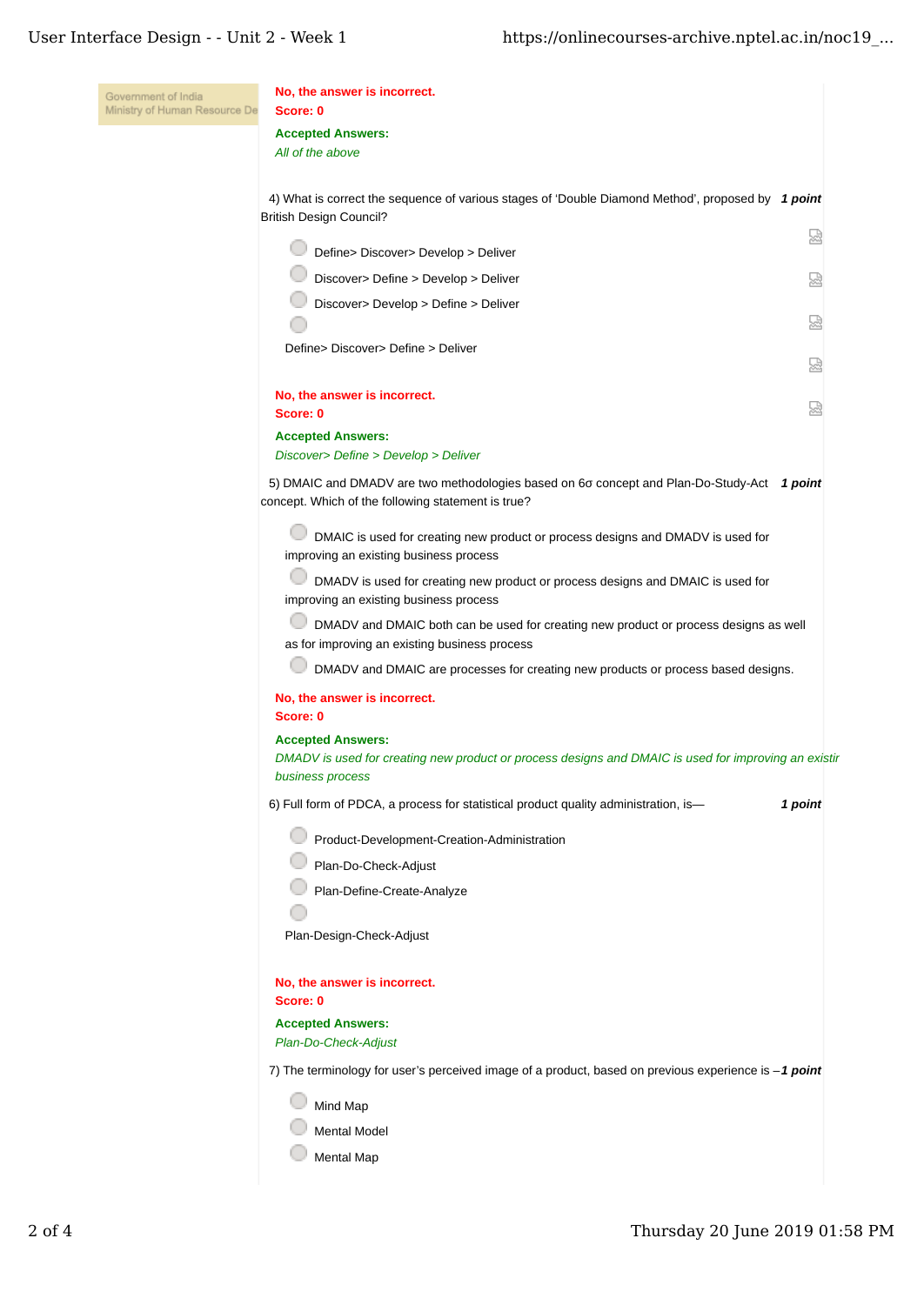**No, the answer is incorrect.**
**Score: 0**

**Accepted Answers:**
*All of the above*

4) What is correct the sequence of various stages of 'Double Diamond Method', proposed by British Design Council? **1 point**

- Define> Discover> Develop > Deliver
- Discover> Define > Develop > Deliver
- Discover> Develop > Define > Deliver
- Define> Discover> Define > Deliver

**No, the answer is incorrect.**
**Score: 0**

**Accepted Answers:**
*Discover> Define > Develop > Deliver*

5) DMAIC and DMADV are two methodologies based on 6σ concept and Plan-Do-Study-Act concept. Which of the following statement is true? **1 point**

- DMAIC is used for creating new product or process designs and DMADV is used for improving an existing business process
- DMADV is used for creating new product or process designs and DMAIC is used for improving an existing business process
- DMADV and DMAIC both can be used for creating new product or process designs as well as for improving an existing business process
- DMADV and DMAIC are processes for creating new products or process based designs.

**No, the answer is incorrect.**
**Score: 0**

**Accepted Answers:**
*DMADV is used for creating new product or process designs and DMAIC is used for improving an existir business process*

6) Full form of PDCA, a process for statistical product quality administration, is— **1 point**

- Product-Development-Creation-Administration
- Plan-Do-Check-Adjust
- Plan-Define-Create-Analyze
- Plan-Design-Check-Adjust

**No, the answer is incorrect.**
**Score: 0**

**Accepted Answers:**
*Plan-Do-Check-Adjust*

7) The terminology for user's perceived image of a product, based on previous experience is – **1 point**

- Mind Map
- Mental Model
- Mental Map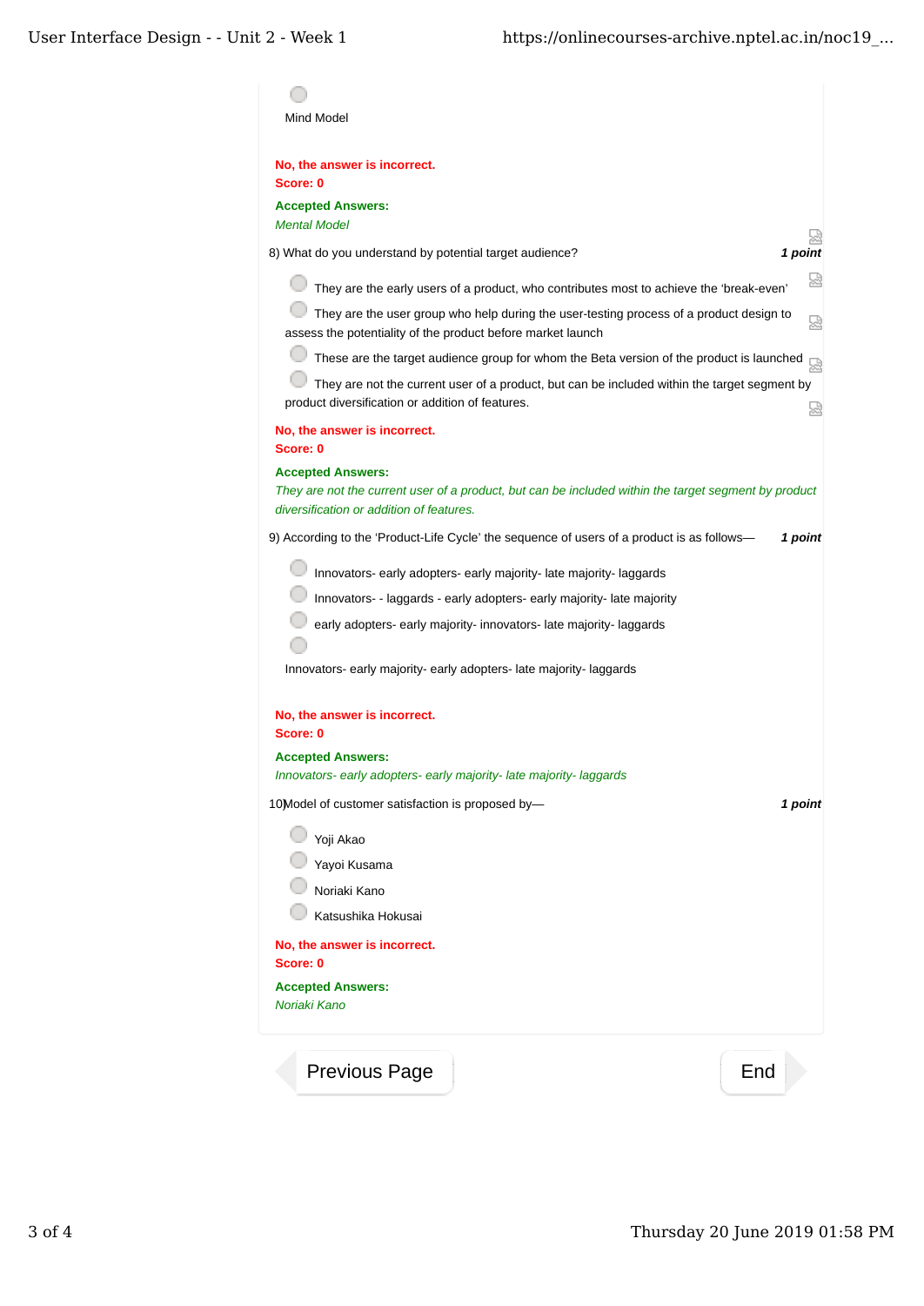- Mind Model

**No, the answer is incorrect.**
**Score: 0**

**Accepted Answers:**
*Mental Model*

8) What do you understand by potential target audience? ***1 point***

- They are the early users of a product, who contributes most to achieve the 'break-even'
- They are the user group who help during the user-testing process of a product design to assess the potentiality of the product before market launch
- These are the target audience group for whom the Beta version of the product is launched
- They are not the current user of a product, but can be included within the target segment by product diversification or addition of features.

**No, the answer is incorrect.**
**Score: 0**

**Accepted Answers:**
*They are not the current user of a product, but can be included within the target segment by product diversification or addition of features.*

9) According to the 'Product-Life Cycle' the sequence of users of a product is as follows— ***1 point***

- Innovators- early adopters- early majority- late majority- laggards
- Innovators- - laggards - early adopters- early majority- late majority
- early adopters- early majority- innovators- late majority- laggards
- Innovators- early majority- early adopters- late majority- laggards

**No, the answer is incorrect.**
**Score: 0**

**Accepted Answers:**
*Innovators- early adopters- early majority- late majority- laggards*

10)Model of customer satisfaction is proposed by— ***1 point***

- Yoji Akao
- Yayoi Kusama
- Noriaki Kano
- Katsushika Hokusai

**No, the answer is incorrect.**
**Score: 0**

**Accepted Answers:**
*Noriaki Kano*

Previous Page | End